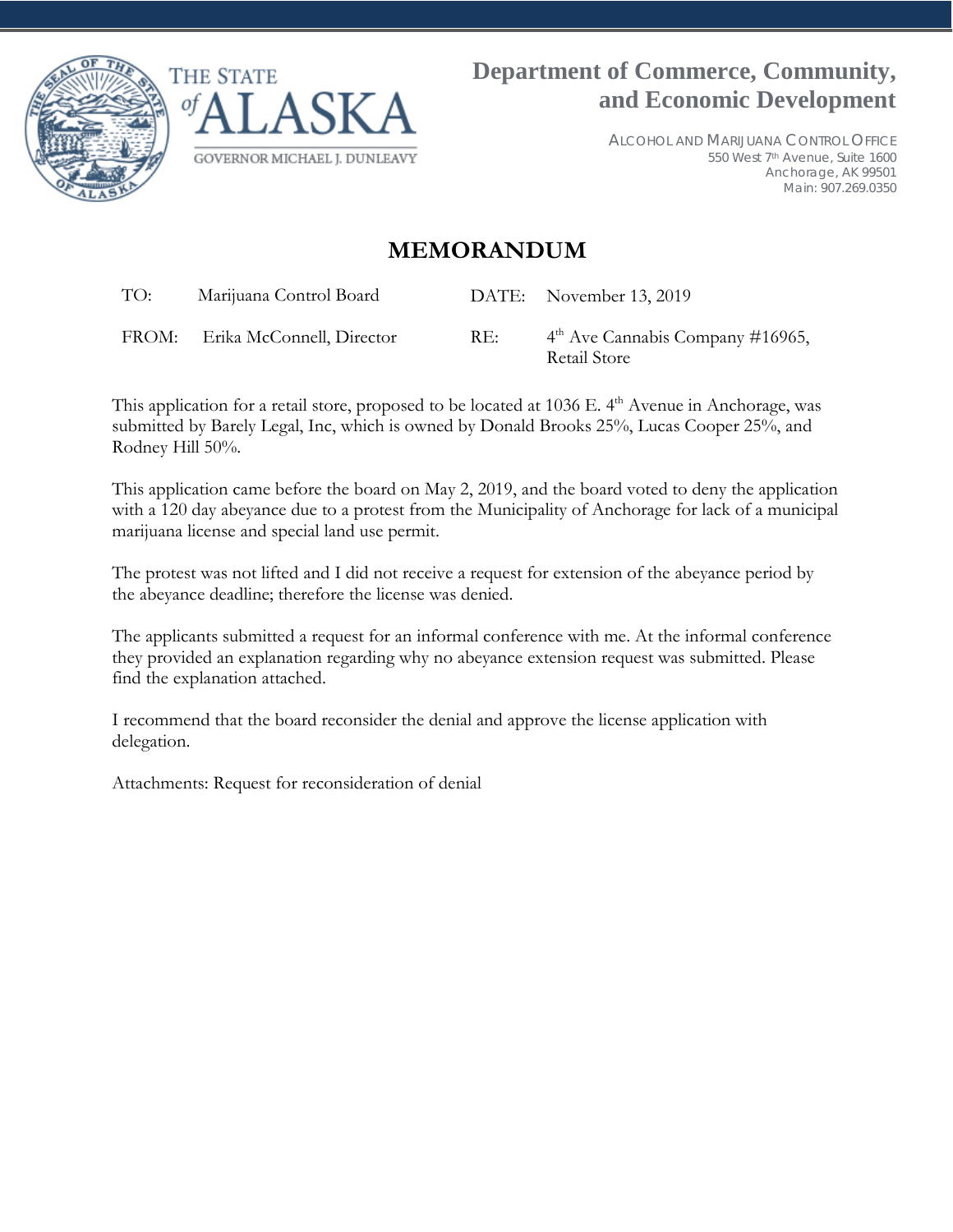THE STATE *of* ALASKA

GOVERNOR MICHAEL J. DUNLEAVY

**Department of Commerce, Community, and Economic Development**

ALCOHOL AND MARIJUANA CONTROL OFFICE
550 West 7th Avenue, Suite 1600
Anchorage, AK 99501
Main: 907.269.0350

# MEMORANDUM

| | | | |
|---|---|---|---|
| TO: | Marijuana Control Board | DATE: | November 13, 2019 |
| FROM: | Erika McConnell, Director | RE: | 4th Ave Cannabis Company #16965, Retail Store |

This application for a retail store, proposed to be located at 1036 E. 4th Avenue in Anchorage, was submitted by Barely Legal, Inc, which is owned by Donald Brooks 25%, Lucas Cooper 25%, and Rodney Hill 50%.

This application came before the board on May 2, 2019, and the board voted to deny the application with a 120 day abeyance due to a protest from the Municipality of Anchorage for lack of a municipal marijuana license and special land use permit.

The protest was not lifted and I did not receive a request for extension of the abeyance period by the abeyance deadline; therefore the license was denied.

The applicants submitted a request for an informal conference with me. At the informal conference they provided an explanation regarding why no abeyance extension request was submitted. Please find the explanation attached.

I recommend that the board reconsider the denial and approve the license application with delegation.

Attachments: Request for reconsideration of denial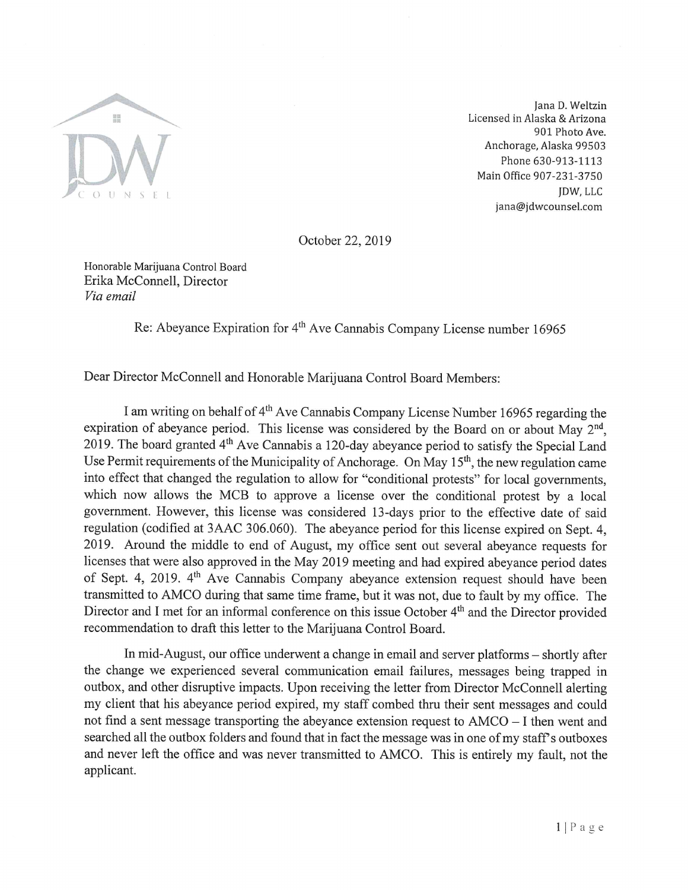Jana D. Weltzin
Licensed in Alaska & Arizona
901 Photo Ave.
Anchorage, Alaska 99503
Phone 630-913-1113
Main Office 907-231-3750
JDW, LLC
jana@jdwcounsel.com

October 22, 2019

Honorable Marijuana Control Board
Erika McConnell, Director
*Via email*

Re: Abeyance Expiration for 4th Ave Cannabis Company License number 16965

Dear Director McConnell and Honorable Marijuana Control Board Members:

I am writing on behalf of 4th Ave Cannabis Company License Number 16965 regarding the expiration of abeyance period. This license was considered by the Board on or about May 2nd, 2019. The board granted 4th Ave Cannabis a 120-day abeyance period to satisfy the Special Land Use Permit requirements of the Municipality of Anchorage. On May 15th, the new regulation came into effect that changed the regulation to allow for "conditional protests" for local governments, which now allows the MCB to approve a license over the conditional protest by a local government. However, this license was considered 13-days prior to the effective date of said regulation (codified at 3AAC 306.060). The abeyance period for this license expired on Sept. 4, 2019. Around the middle to end of August, my office sent out several abeyance requests for licenses that were also approved in the May 2019 meeting and had expired abeyance period dates of Sept. 4, 2019. 4th Ave Cannabis Company abeyance extension request should have been transmitted to AMCO during that same time frame, but it was not, due to fault by my office. The Director and I met for an informal conference on this issue October 4th and the Director provided recommendation to draft this letter to the Marijuana Control Board.

In mid-August, our office underwent a change in email and server platforms – shortly after the change we experienced several communication email failures, messages being trapped in outbox, and other disruptive impacts. Upon receiving the letter from Director McConnell alerting my client that his abeyance period expired, my staff combed thru their sent messages and could not find a sent message transporting the abeyance extension request to AMCO – I then went and searched all the outbox folders and found that in fact the message was in one of my staff's outboxes and never left the office and was never transmitted to AMCO. This is entirely my fault, not the applicant.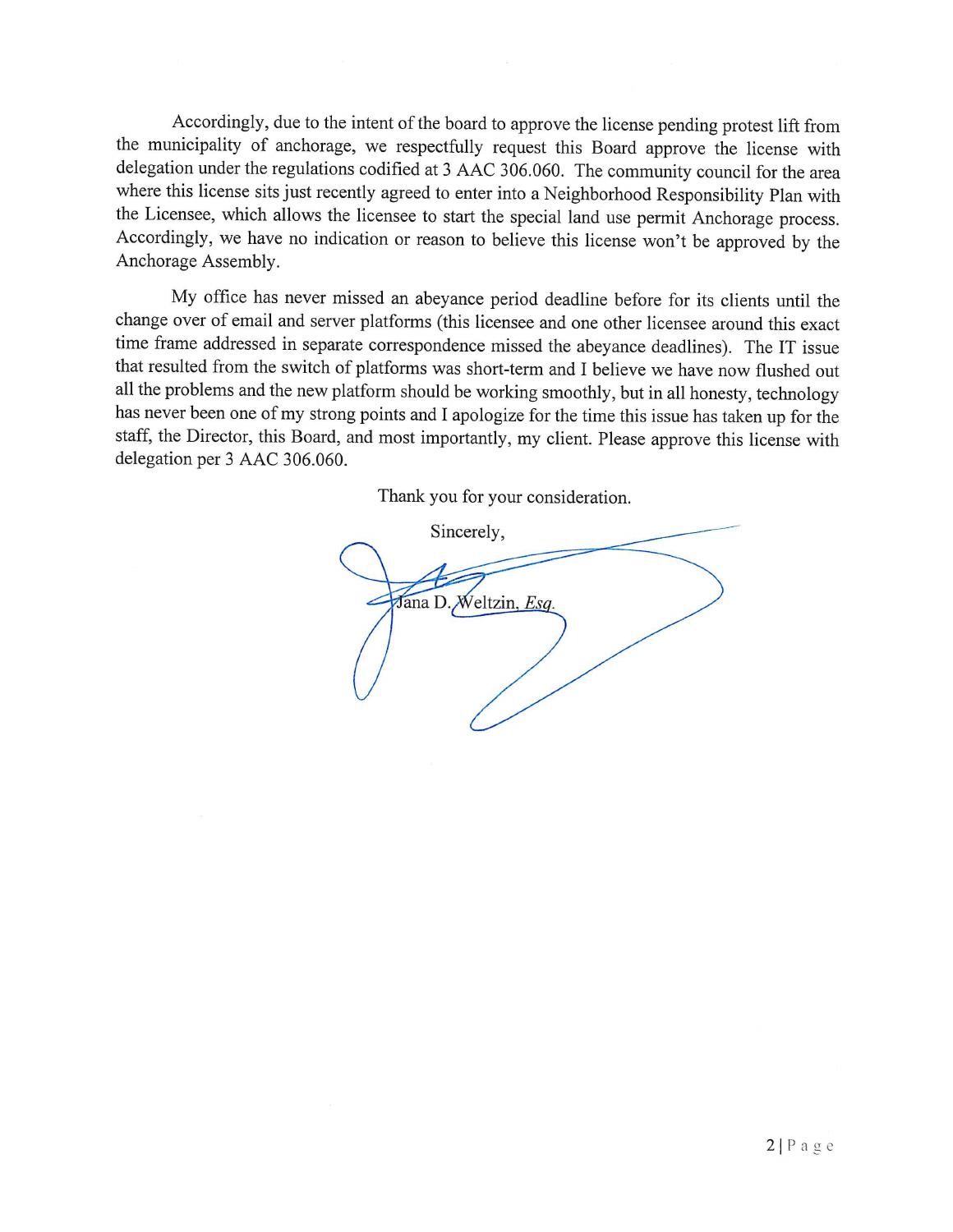Accordingly, due to the intent of the board to approve the license pending protest lift from the municipality of anchorage, we respectfully request this Board approve the license with delegation under the regulations codified at 3 AAC 306.060. The community council for the area where this license sits just recently agreed to enter into a Neighborhood Responsibility Plan with the Licensee, which allows the licensee to start the special land use permit Anchorage process. Accordingly, we have no indication or reason to believe this license won't be approved by the Anchorage Assembly.

My office has never missed an abeyance period deadline before for its clients until the change over of email and server platforms (this licensee and one other licensee around this exact time frame addressed in separate correspondence missed the abeyance deadlines). The IT issue that resulted from the switch of platforms was short-term and I believe we have now flushed out all the problems and the new platform should be working smoothly, but in all honesty, technology has never been one of my strong points and I apologize for the time this issue has taken up for the staff, the Director, this Board, and most importantly, my client. Please approve this license with delegation per 3 AAC 306.060.

Thank you for your consideration.

Sincerely,

Jana D. Weltzin, *Esq.*